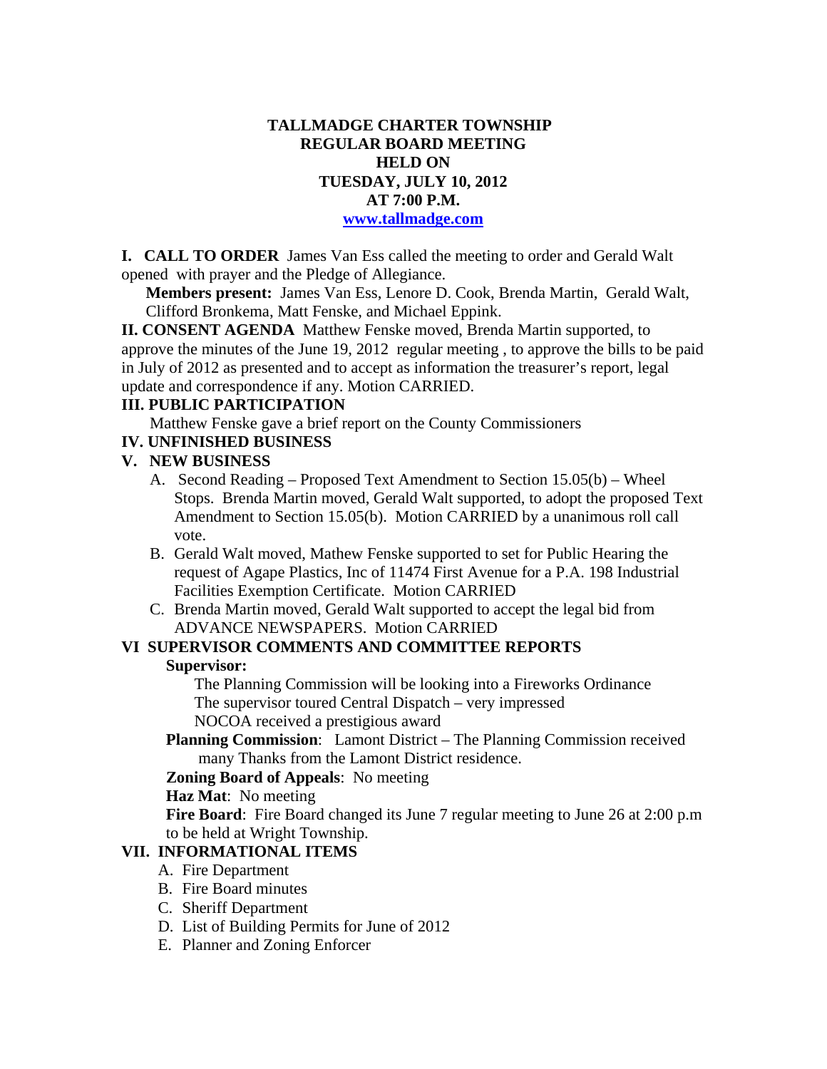# TALLMADGE CHARTER TOWNSHIP
## REGULAR BOARD MEETING
## HELD ON
## TUESDAY, JULY 10, 2012
## AT 7:00 P.M.
**www.tallmadge.com**

**I. CALL TO ORDER** James Van Ess called the meeting to order and Gerald Walt opened with prayer and the Pledge of Allegiance.

**Members present:** James Van Ess, Lenore D. Cook, Brenda Martin, Gerald Walt, Clifford Bronkema, Matt Fenske, and Michael Eppink.

**II. CONSENT AGENDA** Matthew Fenske moved, Brenda Martin supported, to approve the minutes of the June 19, 2012 regular meeting , to approve the bills to be paid in July of 2012 as presented and to accept as information the treasurer's report, legal update and correspondence if any. Motion CARRIED.

**III. PUBLIC PARTICIPATION**

Matthew Fenske gave a brief report on the County Commissioners

**IV. UNFINISHED BUSINESS**

**V. NEW BUSINESS**

A. Second Reading – Proposed Text Amendment to Section 15.05(b) – Wheel Stops. Brenda Martin moved, Gerald Walt supported, to adopt the proposed Text Amendment to Section 15.05(b). Motion CARRIED by a unanimous roll call vote.

B. Gerald Walt moved, Mathew Fenske supported to set for Public Hearing the request of Agape Plastics, Inc of 11474 First Avenue for a P.A. 198 Industrial Facilities Exemption Certificate. Motion CARRIED

C. Brenda Martin moved, Gerald Walt supported to accept the legal bid from ADVANCE NEWSPAPERS. Motion CARRIED

**VI SUPERVISOR COMMENTS AND COMMITTEE REPORTS**

**Supervisor:**

The Planning Commission will be looking into a Fireworks Ordinance
The supervisor toured Central Dispatch – very impressed
NOCOA received a prestigious award

**Planning Commission**: Lamont District – The Planning Commission received many Thanks from the Lamont District residence.

**Zoning Board of Appeals**: No meeting

**Haz Mat**: No meeting

**Fire Board**: Fire Board changed its June 7 regular meeting to June 26 at 2:00 p.m to be held at Wright Township.

**VII. INFORMATIONAL ITEMS**

A. Fire Department
B. Fire Board minutes
C. Sheriff Department
D. List of Building Permits for June of 2012
E. Planner and Zoning Enforcer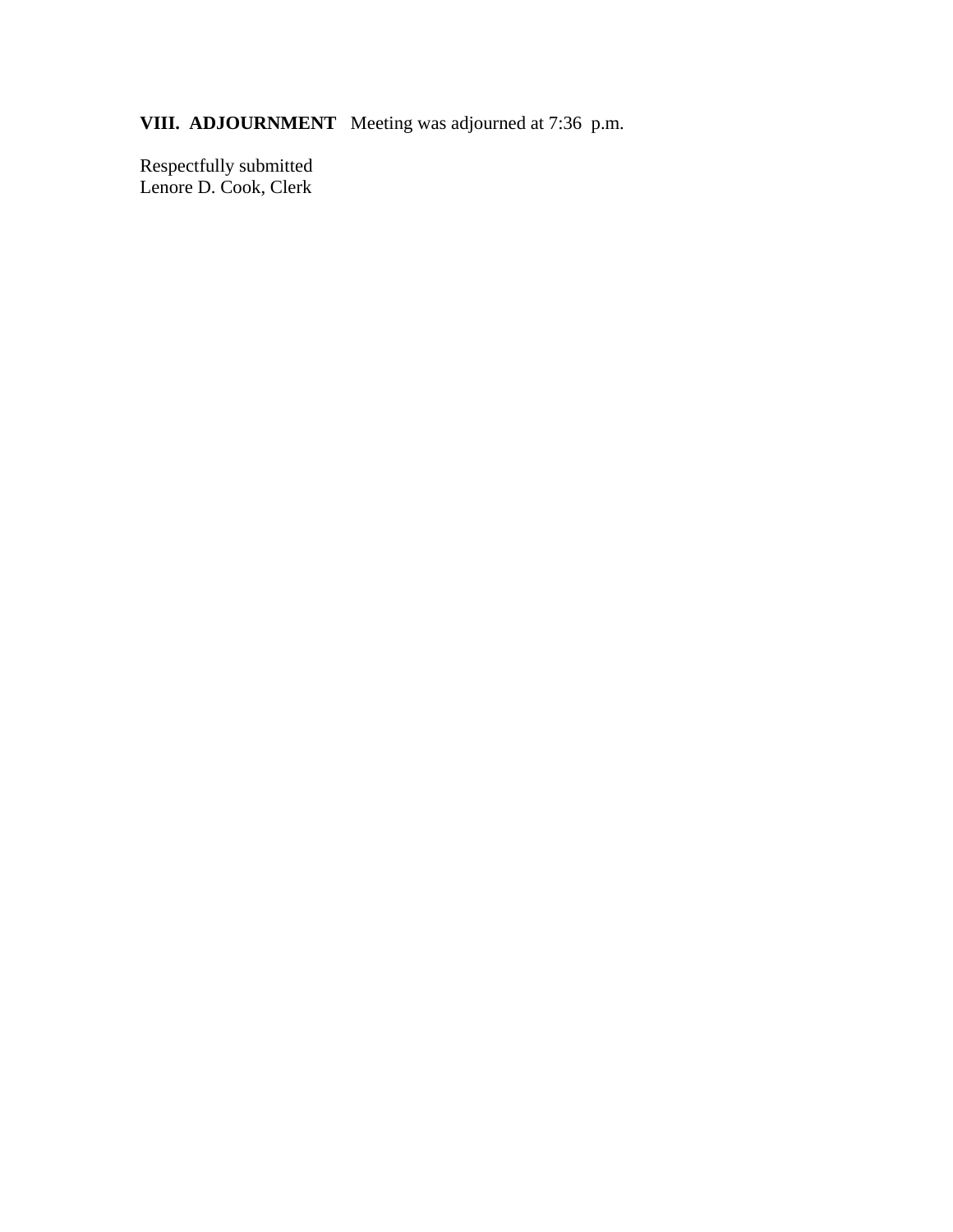**VIII. ADJOURNMENT** Meeting was adjourned at 7:36 p.m.

Respectfully submitted
Lenore D. Cook, Clerk